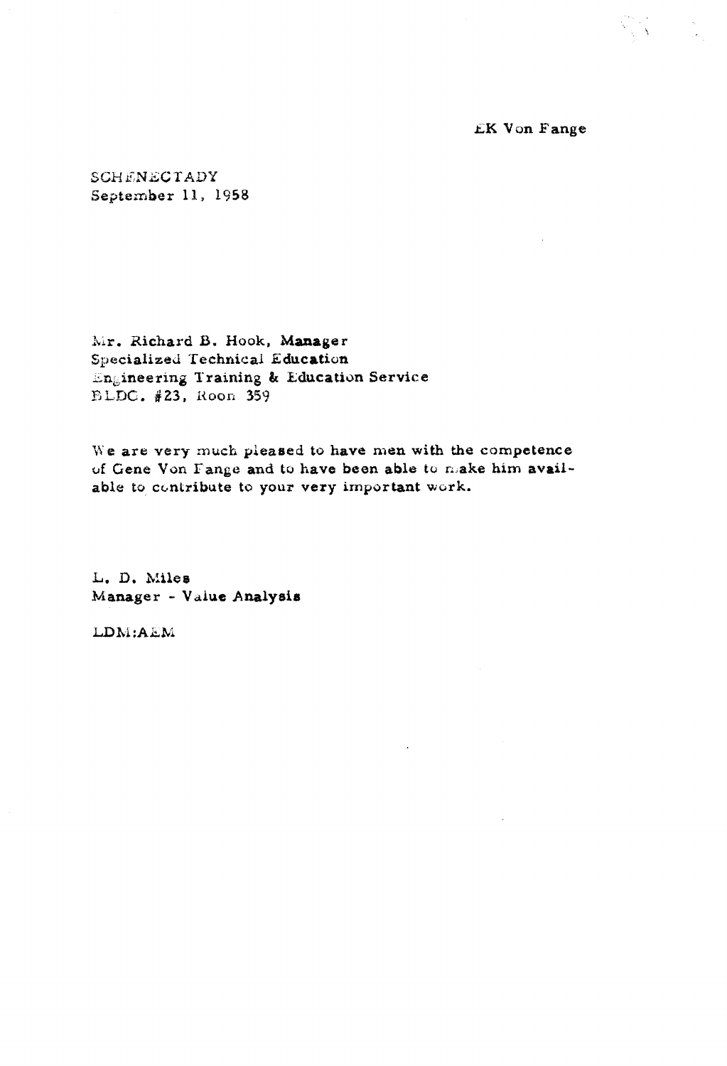EK Von Fange

SCHENECTADY
September 11, 1958

Mr. Richard B. Hook, Manager
Specialized Technical Education
Engineering Training & Education Service
BLDG. #23, Room 359

We are very much pleased to have men with the competence of Gene Von Fange and to have been able to make him available to contribute to your very important work.

L. D. Miles
Manager - Value Analysis

LDM:AEM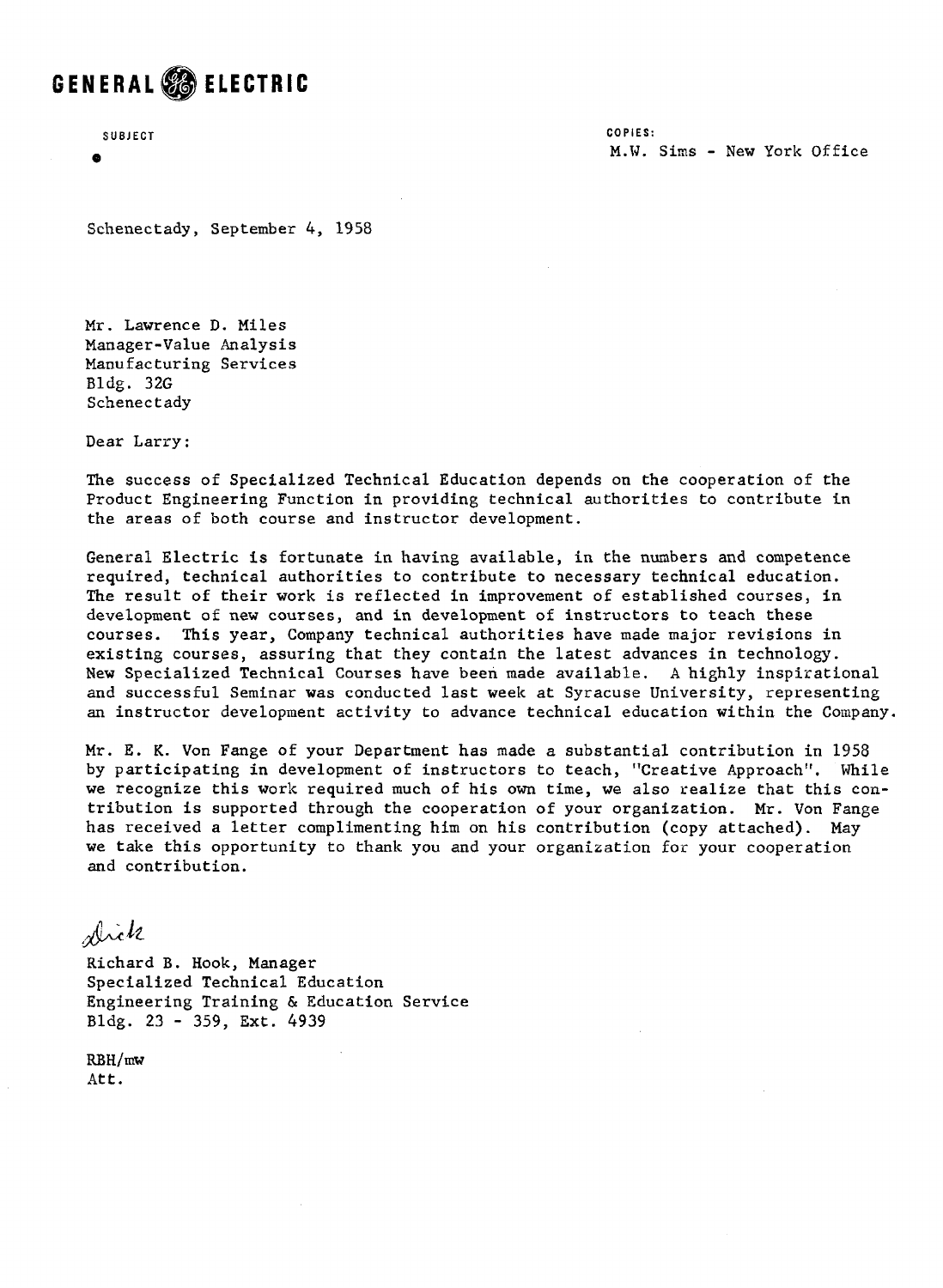# GENERAL ELECTRIC

SUBJECT

COPIES:
M.W. Sims - New York Office

Schenectady, September 4, 1958

Mr. Lawrence D. Miles
Manager-Value Analysis
Manufacturing Services
Bldg. 32G
Schenectady

Dear Larry:

The success of Specialized Technical Education depends on the cooperation of the Product Engineering Function in providing technical authorities to contribute in the areas of both course and instructor development.

General Electric is fortunate in having available, in the numbers and competence required, technical authorities to contribute to necessary technical education. The result of their work is reflected in improvement of established courses, in development of new courses, and in development of instructors to teach these courses. This year, Company technical authorities have made major revisions in existing courses, assuring that they contain the latest advances in technology. New Specialized Technical Courses have been made available. A highly inspirational and successful Seminar was conducted last week at Syracuse University, representing an instructor development activity to advance technical education within the Company.

Mr. E. K. Von Fange of your Department has made a substantial contribution in 1958 by participating in development of instructors to teach, "Creative Approach". While we recognize this work required much of his own time, we also realize that this contribution is supported through the cooperation of your organization. Mr. Von Fange has received a letter complimenting him on his contribution (copy attached). May we take this opportunity to thank you and your organization for your cooperation and contribution.

Dick

Richard B. Hook, Manager
Specialized Technical Education
Engineering Training & Education Service
Bldg. 23 - 359, Ext. 4939

RBH/mw
Att.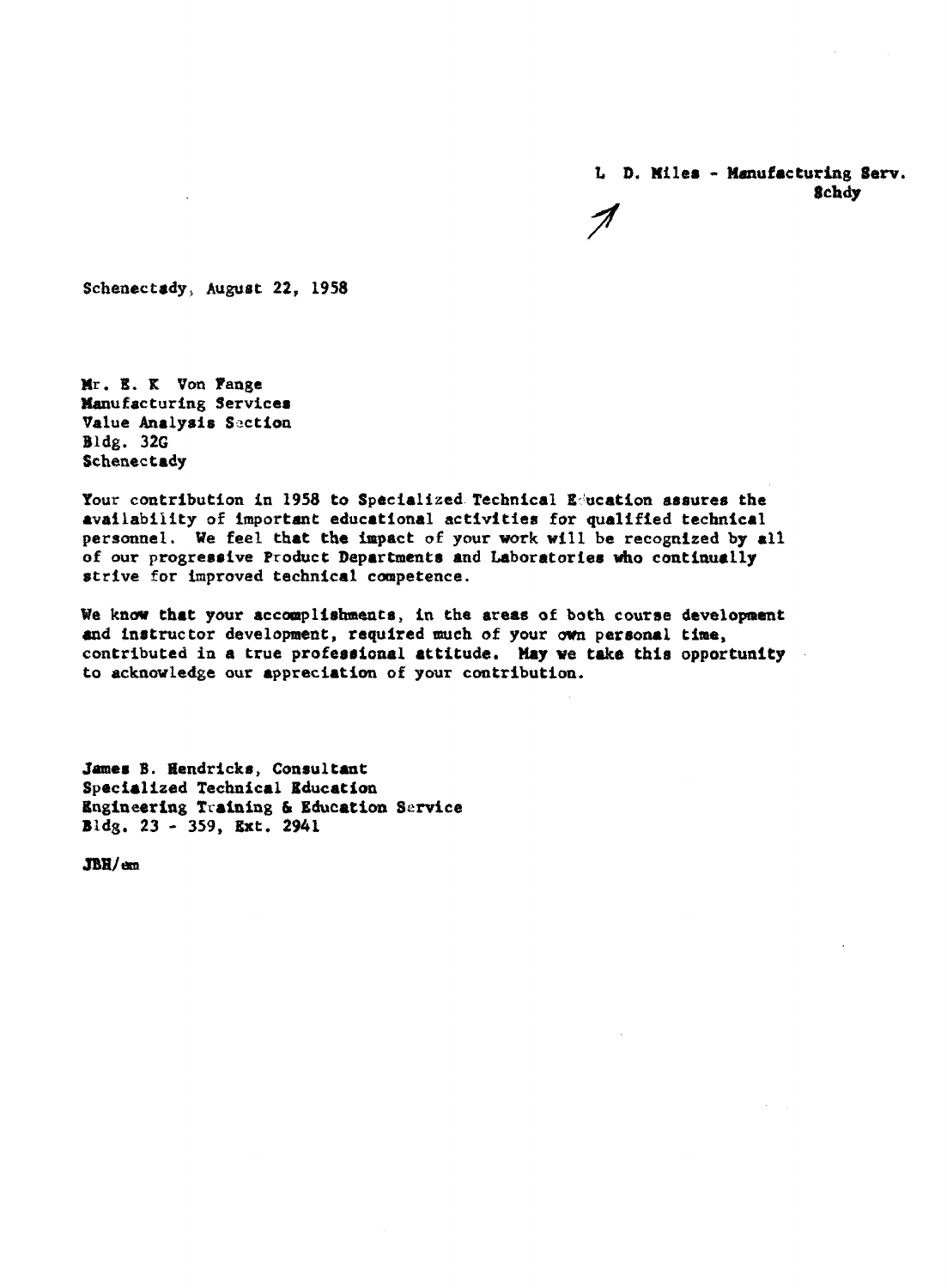L. D. Miles - Manufacturing Serv.
Schdy

Schenectady, August 22, 1958

Mr. E. K Von Fange
Manufacturing Services
Value Analysis Section
Bldg. 32G
Schenectady

Your contribution in 1958 to Specialized Technical Education assures the availability of important educational activities for qualified technical personnel. We feel that the impact of your work will be recognized by all of our progressive Product Departments and Laboratories who continually strive for improved technical competence.

We know that your accomplishments, in the areas of both course development and instructor development, required much of your own personal time, contributed in a true professional attitude. May we take this opportunity to acknowledge our appreciation of your contribution.

James B. Hendricks, Consultant
Specialized Technical Education
Engineering Training & Education Service
Bldg. 23 - 359, Ext. 2941

JBH/em